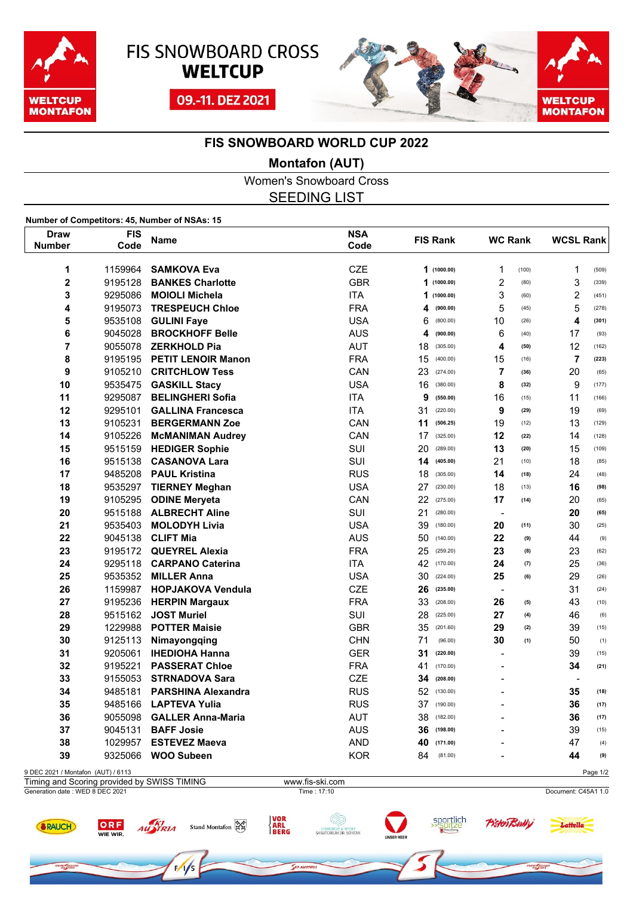# FIS SNOWBOARD CROSS WELTCUP

09.-11. DEZ 2021

## FIS SNOWBOARD WORLD CUP 2022

### Montafon (AUT)

Women's Snowboard Cross

SEEDING LIST

**Number of Competitors: 45, Number of NSAs: 15**

| Draw Number | FIS Code | Name | NSA Code | FIS Rank | | WC Rank | | WCSL Rank | |
|---|---|---|---|---|---|---|---|---|---|
| 1 | 1159964 | SAMKOVA Eva | CZE | **1** | **(1000.00)** | 1 | (100) | 1 | (509) |
| 2 | 9195128 | BANKES Charlotte | GBR | **1** | **(1000.00)** | 2 | (80) | 3 | (339) |
| 3 | 9295086 | MOIOLI Michela | ITA | **1** | **(1000.00)** | 3 | (60) | 2 | (451) |
| 4 | 9195073 | TRESPEUCH Chloe | FRA | **4** | **(900.00)** | 5 | (45) | 5 | (278) |
| 5 | 9535108 | GULINI Faye | USA | 6 | (800.00) | 10 | (26) | **4** | **(301)** |
| 6 | 9045028 | BROCKHOFF Belle | AUS | **4** | **(900.00)** | 6 | (40) | 17 | (93) |
| 7 | 9055078 | ZERKHOLD Pia | AUT | 18 | (305.00) | **4** | **(50)** | 12 | (162) |
| 8 | 9195195 | PETIT LENOIR Manon | FRA | 15 | (400.00) | 15 | (16) | **7** | **(223)** |
| 9 | 9105210 | CRITCHLOW Tess | CAN | 23 | (274.00) | **7** | **(36)** | 20 | (65) |
| 10 | 9535475 | GASKILL Stacy | USA | 16 | (380.00) | **8** | **(32)** | 9 | (177) |
| 11 | 9295087 | BELINGHERI Sofia | ITA | **9** | **(550.00)** | 16 | (15) | 11 | (166) |
| 12 | 9295101 | GALLINA Francesca | ITA | 31 | (220.00) | **9** | **(29)** | 19 | (69) |
| 13 | 9105231 | BERGERMANN Zoe | CAN | **11** | **(506.25)** | 19 | (12) | 13 | (129) |
| 14 | 9105226 | McMANIMAN Audrey | CAN | 17 | (325.00) | **12** | **(22)** | 14 | (128) |
| 15 | 9515159 | HEDIGER Sophie | SUI | 20 | (289.00) | **13** | **(20)** | 15 | (109) |
| 16 | 9515138 | CASANOVA Lara | SUI | **14** | **(405.00)** | 21 | (10) | 18 | (85) |
| 17 | 9485208 | PAUL Kristina | RUS | 18 | (305.00) | **14** | **(18)** | 24 | (48) |
| 18 | 9535297 | TIERNEY Meghan | USA | 27 | (230.00) | 18 | (13) | **16** | **(98)** |
| 19 | 9105295 | ODINE Meryeta | CAN | 22 | (275.00) | **17** | **(14)** | 20 | (65) |
| 20 | 9515188 | ALBRECHT Aline | SUI | 21 | (280.00) | - | | **20** | **(65)** |
| 21 | 9535403 | MOLODYH Livia | USA | 39 | (180.00) | **20** | **(11)** | 30 | (25) |
| 22 | 9045138 | CLIFT Mia | AUS | 50 | (140.00) | **22** | **(9)** | 44 | (9) |
| 23 | 9195172 | QUEYREL Alexia | FRA | 25 | (259.20) | **23** | **(8)** | 23 | (62) |
| 24 | 9295118 | CARPANO Caterina | ITA | 42 | (170.00) | **24** | **(7)** | 25 | (36) |
| 25 | 9535352 | MILLER Anna | USA | 30 | (224.00) | **25** | **(6)** | 29 | (26) |
| 26 | 1159987 | HOPJAKOVA Vendula | CZE | **26** | **(235.00)** | - | | 31 | (24) |
| 27 | 9195236 | HERPIN Margaux | FRA | 33 | (208.00) | **26** | **(5)** | 43 | (10) |
| 28 | 9515162 | JOST Muriel | SUI | 28 | (225.00) | **27** | **(4)** | 46 | (6) |
| 29 | 1229988 | POTTER Maisie | GBR | 35 | (201.60) | **29** | **(2)** | 39 | (15) |
| 30 | 9125113 | Nimayongqing | CHN | 71 | (96.00) | **30** | **(1)** | 50 | (1) |
| 31 | 9205061 | IHEDIOHA Hanna | GER | **31** | **(220.00)** | - | | 39 | (15) |
| 32 | 9195221 | PASSERAT Chloe | FRA | 41 | (170.00) | - | | **34** | **(21)** |
| 33 | 9155053 | STRNADOVA Sara | CZE | **34** | **(208.00)** | - | | - | |
| 34 | 9485181 | PARSHINA Alexandra | RUS | 52 | (130.00) | - | | **35** | **(18)** |
| 35 | 9485166 | LAPTEVA Yulia | RUS | 37 | (190.00) | - | | **36** | **(17)** |
| 36 | 9055098 | GALLER Anna-Maria | AUT | 38 | (182.00) | - | | **36** | **(17)** |
| 37 | 9045131 | BAFF Josie | AUS | **36** | **(198.00)** | - | | 39 | (15) |
| 38 | 1029957 | ESTEVEZ Maeva | AND | **40** | **(171.00)** | - | | 47 | (4) |
| 39 | 9325066 | WOO Subeen | KOR | 84 | (81.00) | - | | **44** | **(9)** |

9 DEC 2021 / Montafon (AUT) / 6113

Timing and Scoring provided by SWISS TIMING — www.fis-ski.com

Generation date : WED 8 DEC 2021 — Time : 17:10 — Document: C45A1 1.0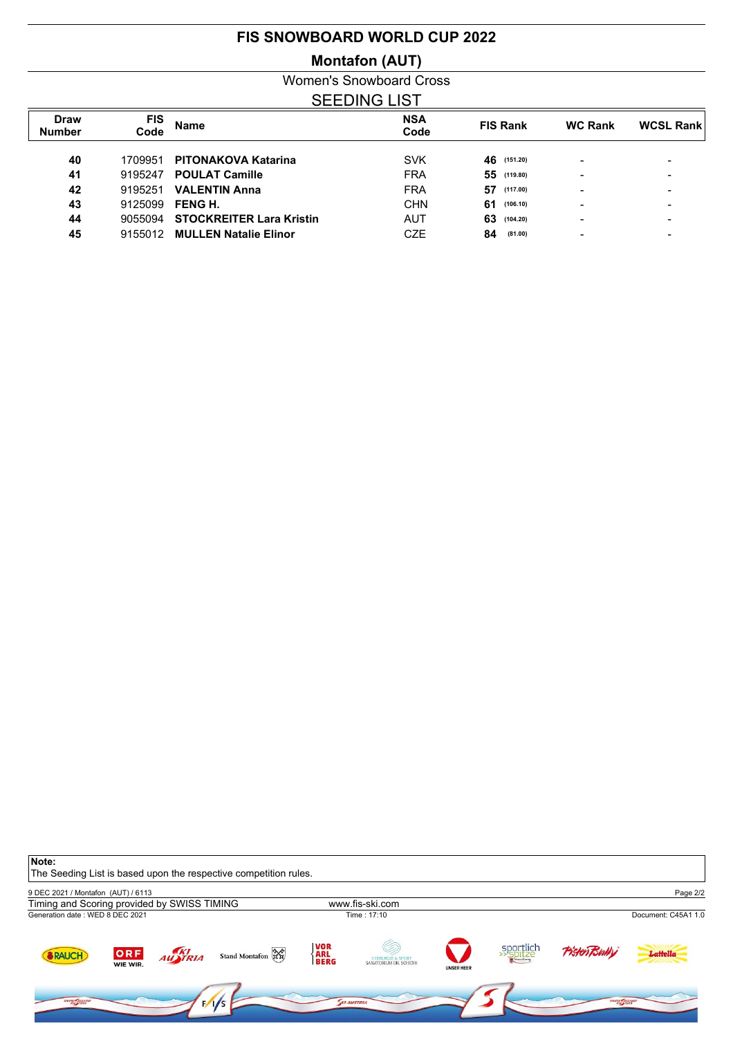# FIS SNOWBOARD WORLD CUP 2022

## Montafon (AUT)

### Women's Snowboard Cross

### SEEDING LIST

| Draw Number | FIS Code | Name | NSA Code | FIS Rank | WC Rank | WCSL Rank |
|---|---|---|---|---|---|---|
| 40 | 1709951 | **PITONAKOVA Katarina** | SVK | **46** (151.20) | - | - |
| 41 | 9195247 | **POULAT Camille** | FRA | **55** (119.80) | - | - |
| 42 | 9195251 | **VALENTIN Anna** | FRA | **57** (117.00) | - | - |
| 43 | 9125099 | **FENG H.** | CHN | **61** (106.10) | - | - |
| 44 | 9055094 | **STOCKREITER Lara Kristin** | AUT | **63** (104.20) | - | - |
| 45 | 9155012 | **MULLEN Natalie Elinor** | CZE | **84** (81.00) | - | - |

**Note:**
The Seeding List is based upon the respective competition rules.

9 DEC 2021 / Montafon (AUT) / 6113

Timing and Scoring provided by SWISS TIMING

www.fis-ski.com

Generation date : WED 8 DEC 2021

Time : 17:10

Document: C45A1 1.0